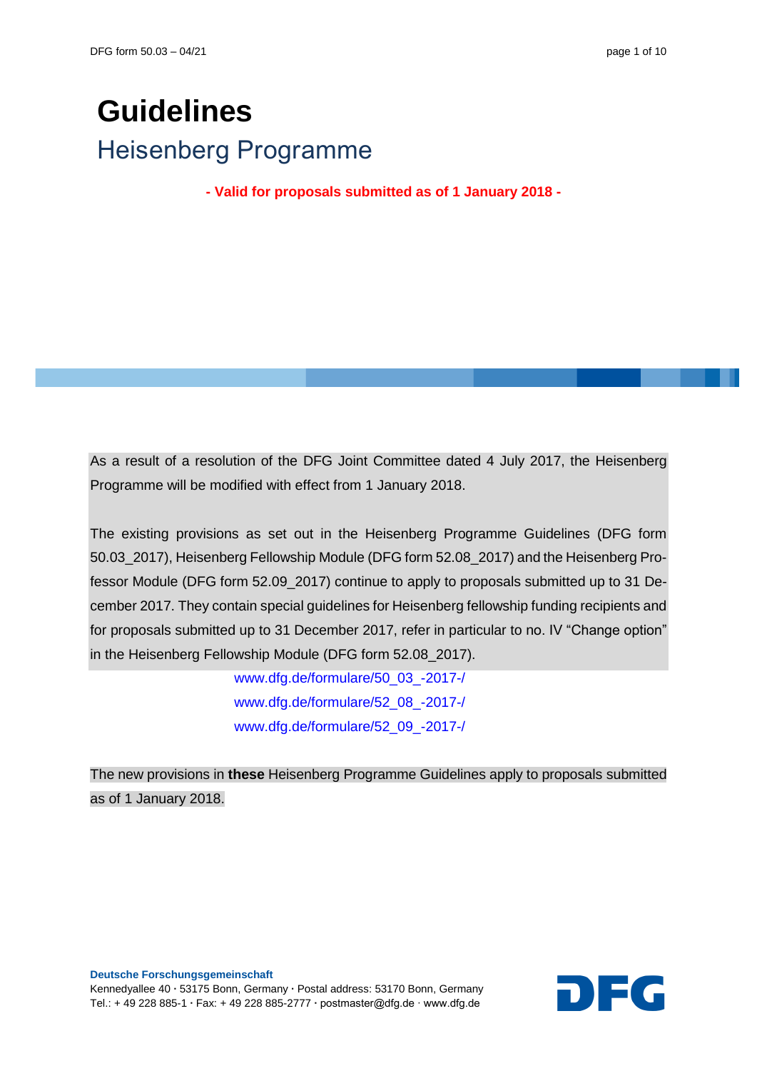# Guidelines

## Heisenberg Programme

**- Valid for proposals submitted as of 1 January 2018 -**

As a result of a resolution of the DFG Joint Committee dated 4 July 2017, the Heisenberg Programme will be modified with effect from 1 January 2018.

The existing provisions as set out in the Heisenberg Programme Guidelines (DFG form 50.03_2017), Heisenberg Fellowship Module (DFG form 52.08_2017) and the Heisenberg Professor Module (DFG form 52.09_2017) continue to apply to proposals submitted up to 31 December 2017. They contain special guidelines for Heisenberg fellowship funding recipients and for proposals submitted up to 31 December 2017, refer in particular to no. IV "Change option" in the Heisenberg Fellowship Module (DFG form 52.08_2017).

www.dfg.de/formulare/50_03_-2017-/
www.dfg.de/formulare/52_08_-2017-/
www.dfg.de/formulare/52_09_-2017-/

The new provisions in **these** Heisenberg Programme Guidelines apply to proposals submitted as of 1 January 2018.

**Deutsche Forschungsgemeinschaft**
Kennedyallee 40 · 53175 Bonn, Germany · Postal address: 53170 Bonn, Germany
Tel.: + 49 228 885-1 · Fax: + 49 228 885-2777 · postmaster@dfg.de · www.dfg.de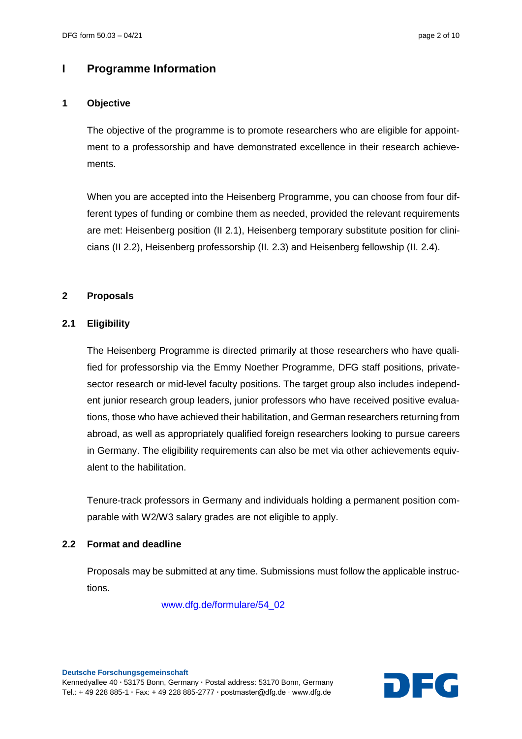# I Programme Information

## 1 Objective

The objective of the programme is to promote researchers who are eligible for appointment to a professorship and have demonstrated excellence in their research achievements.

When you are accepted into the Heisenberg Programme, you can choose from four different types of funding or combine them as needed, provided the relevant requirements are met: Heisenberg position (II 2.1), Heisenberg temporary substitute position for clinicians (II 2.2), Heisenberg professorship (II. 2.3) and Heisenberg fellowship (II. 2.4).

## 2 Proposals

### 2.1 Eligibility

The Heisenberg Programme is directed primarily at those researchers who have qualified for professorship via the Emmy Noether Programme, DFG staff positions, private-sector research or mid-level faculty positions. The target group also includes independent junior research group leaders, junior professors who have received positive evaluations, those who have achieved their habilitation, and German researchers returning from abroad, as well as appropriately qualified foreign researchers looking to pursue careers in Germany. The eligibility requirements can also be met via other achievements equivalent to the habilitation.

Tenure-track professors in Germany and individuals holding a permanent position comparable with W2/W3 salary grades are not eligible to apply.

### 2.2 Format and deadline

Proposals may be submitted at any time. Submissions must follow the applicable instructions.

www.dfg.de/formulare/54_02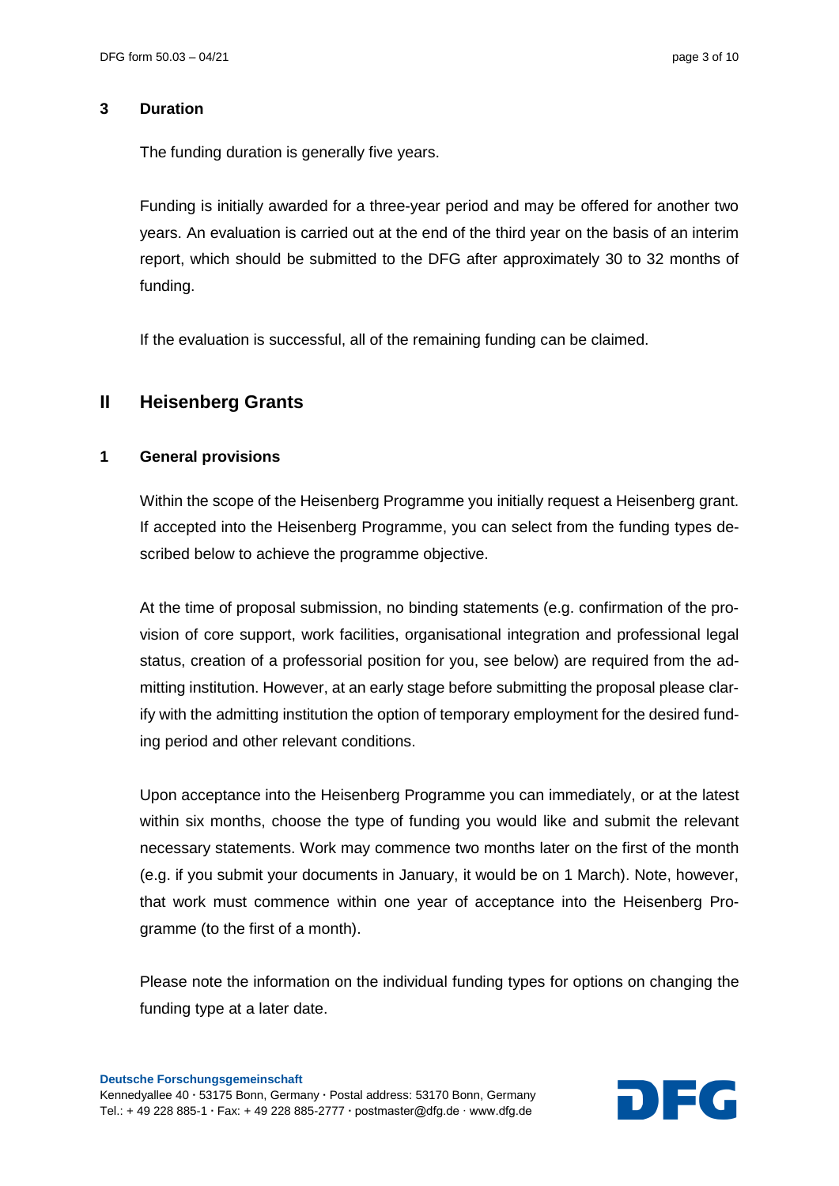### 3 Duration

The funding duration is generally five years.

Funding is initially awarded for a three-year period and may be offered for another two years. An evaluation is carried out at the end of the third year on the basis of an interim report, which should be submitted to the DFG after approximately 30 to 32 months of funding.

If the evaluation is successful, all of the remaining funding can be claimed.

## II Heisenberg Grants

### 1 General provisions

Within the scope of the Heisenberg Programme you initially request a Heisenberg grant. If accepted into the Heisenberg Programme, you can select from the funding types described below to achieve the programme objective.

At the time of proposal submission, no binding statements (e.g. confirmation of the provision of core support, work facilities, organisational integration and professional legal status, creation of a professorial position for you, see below) are required from the admitting institution. However, at an early stage before submitting the proposal please clarify with the admitting institution the option of temporary employment for the desired funding period and other relevant conditions.

Upon acceptance into the Heisenberg Programme you can immediately, or at the latest within six months, choose the type of funding you would like and submit the relevant necessary statements. Work may commence two months later on the first of the month (e.g. if you submit your documents in January, it would be on 1 March). Note, however, that work must commence within one year of acceptance into the Heisenberg Programme (to the first of a month).

Please note the information on the individual funding types for options on changing the funding type at a later date.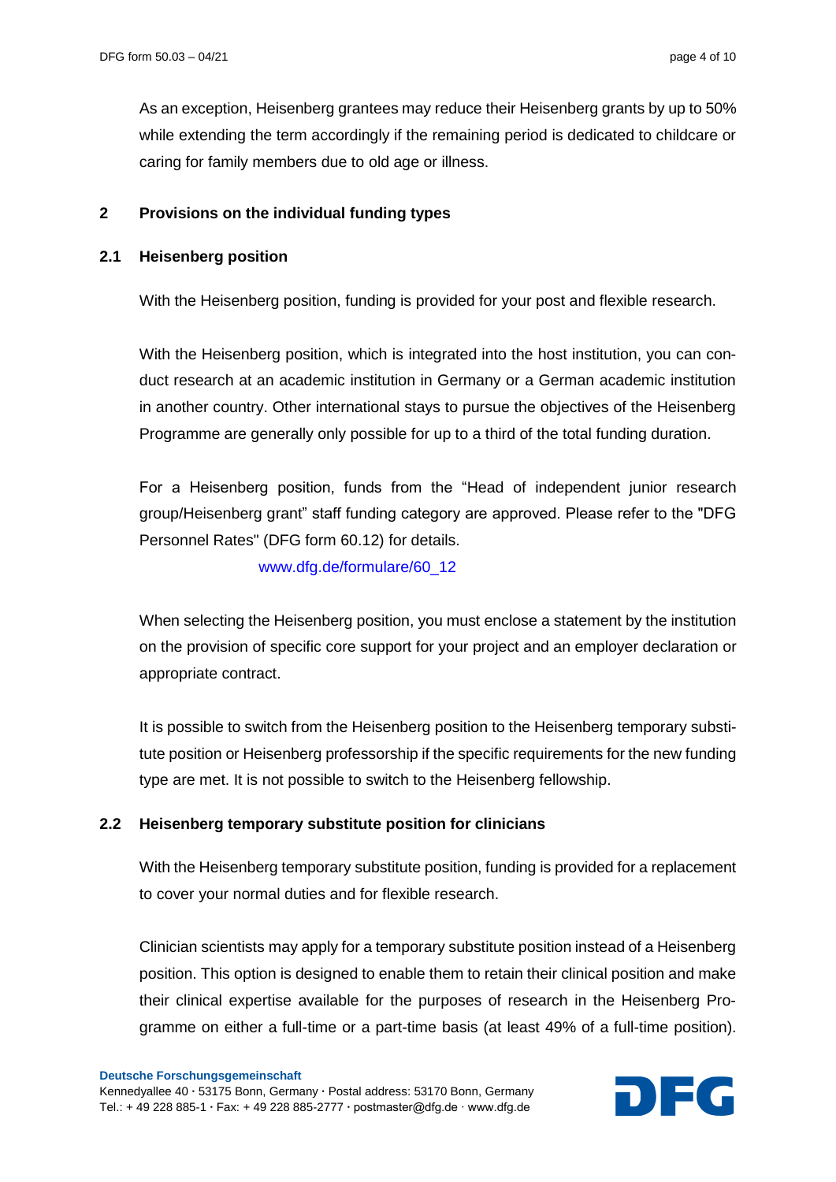As an exception, Heisenberg grantees may reduce their Heisenberg grants by up to 50% while extending the term accordingly if the remaining period is dedicated to childcare or caring for family members due to old age or illness.

## 2 Provisions on the individual funding types

### 2.1 Heisenberg position

With the Heisenberg position, funding is provided for your post and flexible research.

With the Heisenberg position, which is integrated into the host institution, you can conduct research at an academic institution in Germany or a German academic institution in another country. Other international stays to pursue the objectives of the Heisenberg Programme are generally only possible for up to a third of the total funding duration.

For a Heisenberg position, funds from the “Head of independent junior research group/Heisenberg grant” staff funding category are approved. Please refer to the "DFG Personnel Rates" (DFG form 60.12) for details.

www.dfg.de/formulare/60_12

When selecting the Heisenberg position, you must enclose a statement by the institution on the provision of specific core support for your project and an employer declaration or appropriate contract.

It is possible to switch from the Heisenberg position to the Heisenberg temporary substitute position or Heisenberg professorship if the specific requirements for the new funding type are met. It is not possible to switch to the Heisenberg fellowship.

### 2.2 Heisenberg temporary substitute position for clinicians

With the Heisenberg temporary substitute position, funding is provided for a replacement to cover your normal duties and for flexible research.

Clinician scientists may apply for a temporary substitute position instead of a Heisenberg position. This option is designed to enable them to retain their clinical position and make their clinical expertise available for the purposes of research in the Heisenberg Programme on either a full-time or a part-time basis (at least 49% of a full-time position).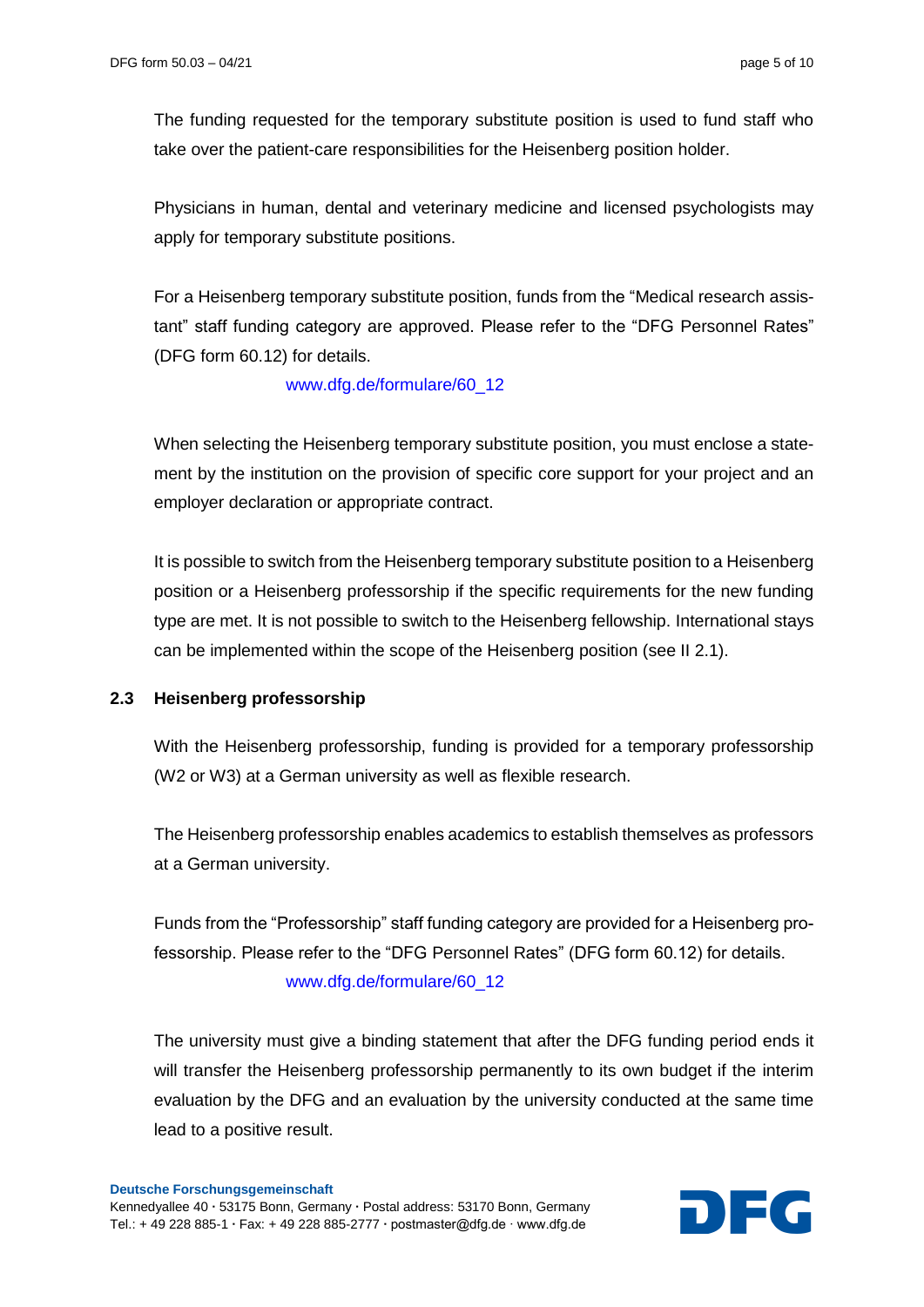The funding requested for the temporary substitute position is used to fund staff who take over the patient-care responsibilities for the Heisenberg position holder.

Physicians in human, dental and veterinary medicine and licensed psychologists may apply for temporary substitute positions.

For a Heisenberg temporary substitute position, funds from the "Medical research assistant" staff funding category are approved. Please refer to the "DFG Personnel Rates" (DFG form 60.12) for details.

www.dfg.de/formulare/60_12

When selecting the Heisenberg temporary substitute position, you must enclose a statement by the institution on the provision of specific core support for your project and an employer declaration or appropriate contract.

It is possible to switch from the Heisenberg temporary substitute position to a Heisenberg position or a Heisenberg professorship if the specific requirements for the new funding type are met. It is not possible to switch to the Heisenberg fellowship. International stays can be implemented within the scope of the Heisenberg position (see II 2.1).

### 2.3 Heisenberg professorship

With the Heisenberg professorship, funding is provided for a temporary professorship (W2 or W3) at a German university as well as flexible research.

The Heisenberg professorship enables academics to establish themselves as professors at a German university.

Funds from the "Professorship" staff funding category are provided for a Heisenberg professorship. Please refer to the "DFG Personnel Rates" (DFG form 60.12) for details.

www.dfg.de/formulare/60_12

The university must give a binding statement that after the DFG funding period ends it will transfer the Heisenberg professorship permanently to its own budget if the interim evaluation by the DFG and an evaluation by the university conducted at the same time lead to a positive result.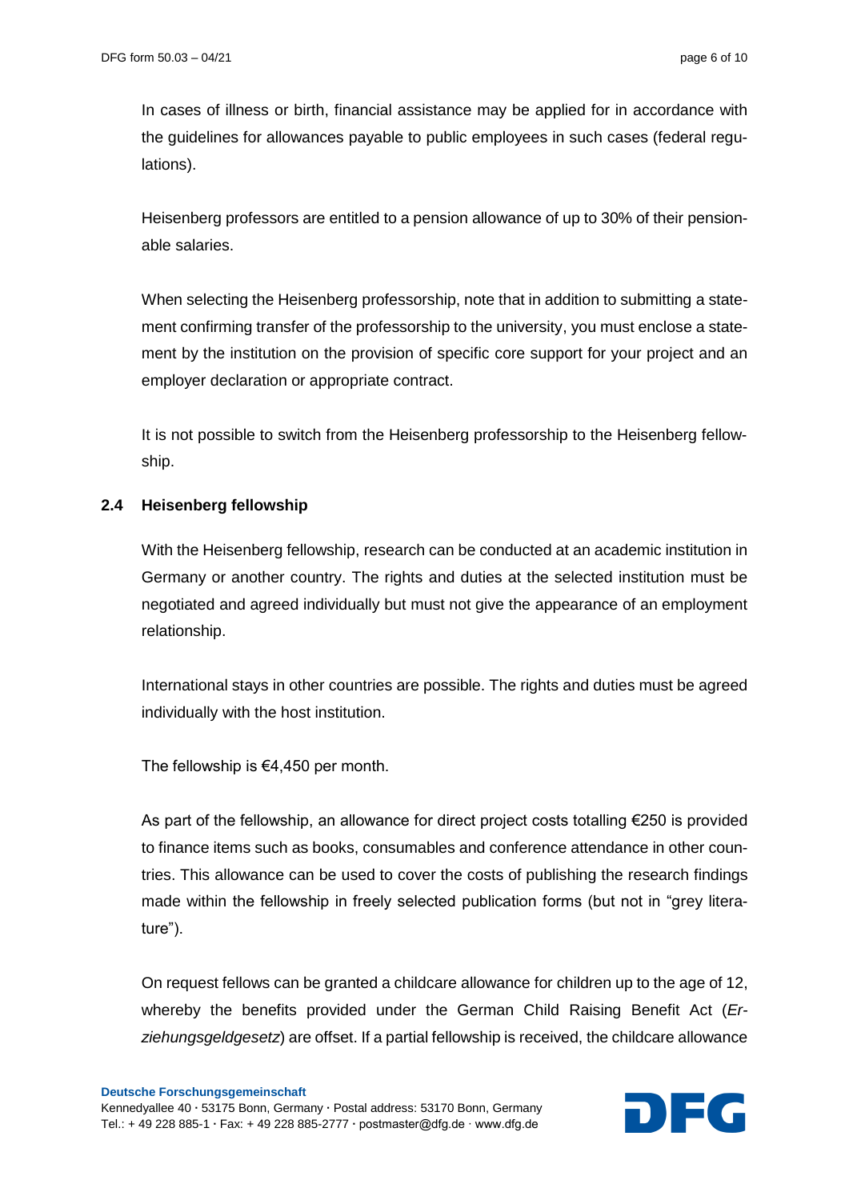In cases of illness or birth, financial assistance may be applied for in accordance with the guidelines for allowances payable to public employees in such cases (federal regulations).

Heisenberg professors are entitled to a pension allowance of up to 30% of their pensionable salaries.

When selecting the Heisenberg professorship, note that in addition to submitting a statement confirming transfer of the professorship to the university, you must enclose a statement by the institution on the provision of specific core support for your project and an employer declaration or appropriate contract.

It is not possible to switch from the Heisenberg professorship to the Heisenberg fellowship.

### 2.4 Heisenberg fellowship

With the Heisenberg fellowship, research can be conducted at an academic institution in Germany or another country. The rights and duties at the selected institution must be negotiated and agreed individually but must not give the appearance of an employment relationship.

International stays in other countries are possible. The rights and duties must be agreed individually with the host institution.

The fellowship is €4,450 per month.

As part of the fellowship, an allowance for direct project costs totalling €250 is provided to finance items such as books, consumables and conference attendance in other countries. This allowance can be used to cover the costs of publishing the research findings made within the fellowship in freely selected publication forms (but not in "grey literature").

On request fellows can be granted a childcare allowance for children up to the age of 12, whereby the benefits provided under the German Child Raising Benefit Act (*Erziehungsgeldgesetz*) are offset. If a partial fellowship is received, the childcare allowance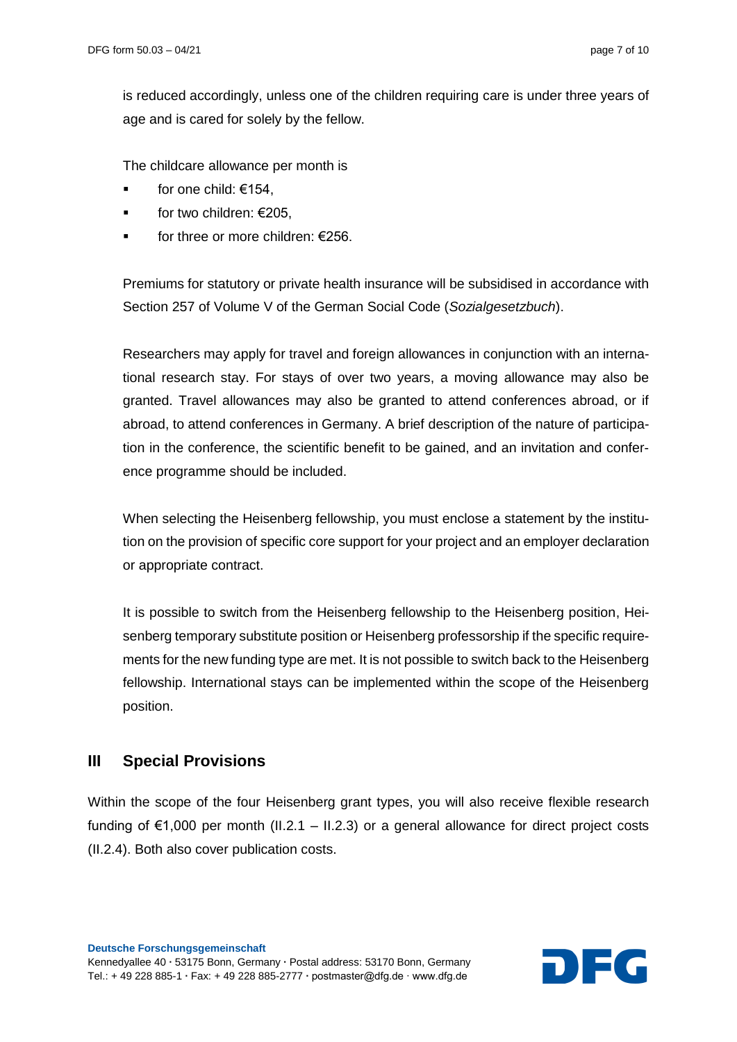is reduced accordingly, unless one of the children requiring care is under three years of age and is cared for solely by the fellow.

The childcare allowance per month is

- for one child: €154,
- for two children: €205,
- for three or more children: €256.

Premiums for statutory or private health insurance will be subsidised in accordance with Section 257 of Volume V of the German Social Code (*Sozialgesetzbuch*).

Researchers may apply for travel and foreign allowances in conjunction with an international research stay. For stays of over two years, a moving allowance may also be granted. Travel allowances may also be granted to attend conferences abroad, or if abroad, to attend conferences in Germany. A brief description of the nature of participation in the conference, the scientific benefit to be gained, and an invitation and conference programme should be included.

When selecting the Heisenberg fellowship, you must enclose a statement by the institution on the provision of specific core support for your project and an employer declaration or appropriate contract.

It is possible to switch from the Heisenberg fellowship to the Heisenberg position, Heisenberg temporary substitute position or Heisenberg professorship if the specific requirements for the new funding type are met. It is not possible to switch back to the Heisenberg fellowship. International stays can be implemented within the scope of the Heisenberg position.

## III Special Provisions

Within the scope of the four Heisenberg grant types, you will also receive flexible research funding of €1,000 per month (II.2.1 – II.2.3) or a general allowance for direct project costs (II.2.4). Both also cover publication costs.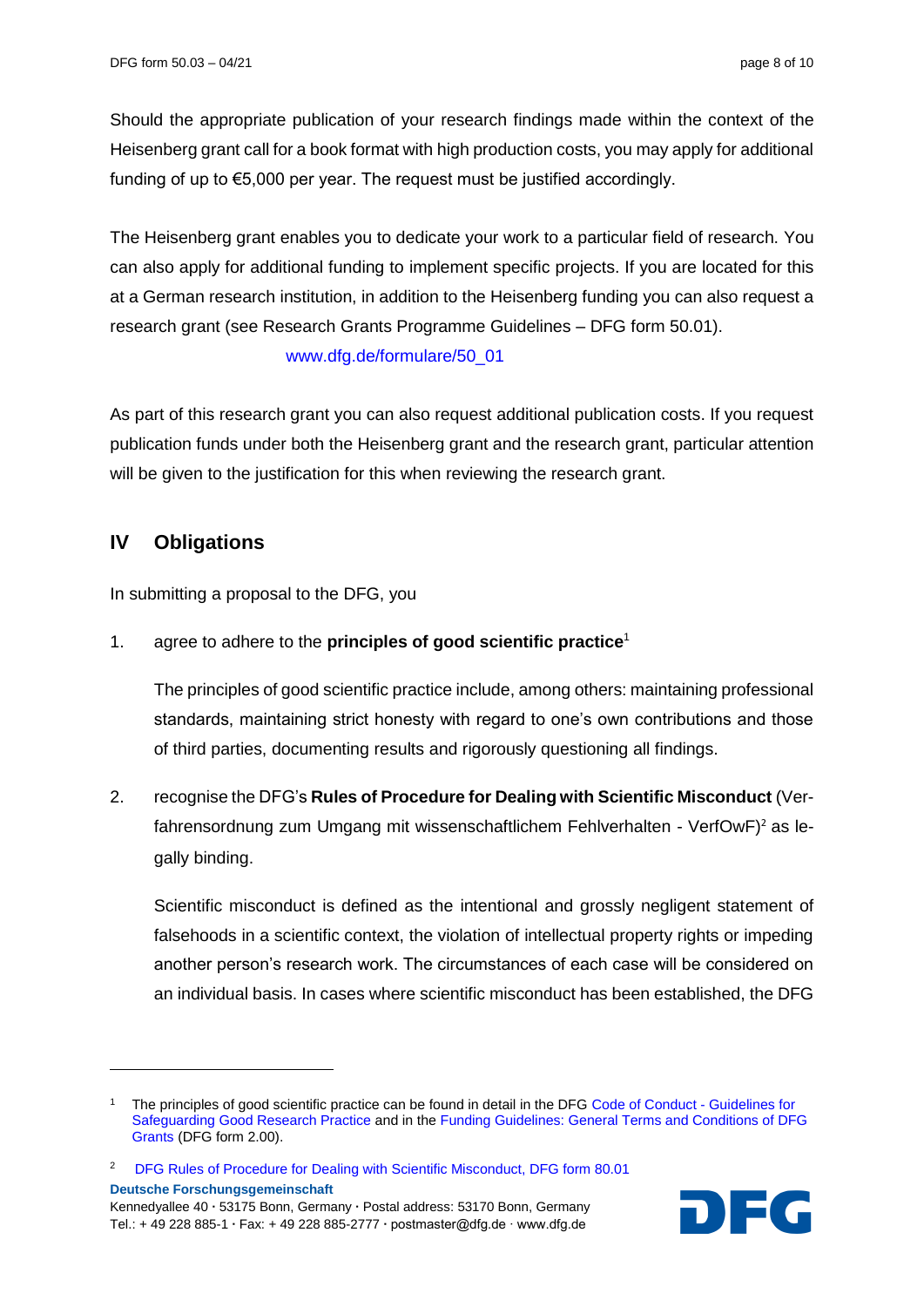Should the appropriate publication of your research findings made within the context of the Heisenberg grant call for a book format with high production costs, you may apply for additional funding of up to €5,000 per year. The request must be justified accordingly.

The Heisenberg grant enables you to dedicate your work to a particular field of research. You can also apply for additional funding to implement specific projects. If you are located for this at a German research institution, in addition to the Heisenberg funding you can also request a research grant (see Research Grants Programme Guidelines – DFG form 50.01).

www.dfg.de/formulare/50_01

As part of this research grant you can also request additional publication costs. If you request publication funds under both the Heisenberg grant and the research grant, particular attention will be given to the justification for this when reviewing the research grant.

## IV Obligations

In submitting a proposal to the DFG, you

1. agree to adhere to the **principles of good scientific practice**[1]

   The principles of good scientific practice include, among others: maintaining professional standards, maintaining strict honesty with regard to one's own contributions and those of third parties, documenting results and rigorously questioning all findings.

2. recognise the DFG's **Rules of Procedure for Dealing with Scientific Misconduct** (Verfahrensordnung zum Umgang mit wissenschaftlichem Fehlverhalten - VerfOwF)[2] as legally binding.

   Scientific misconduct is defined as the intentional and grossly negligent statement of falsehoods in a scientific context, the violation of intellectual property rights or impeding another person's research work. The circumstances of each case will be considered on an individual basis. In cases where scientific misconduct has been established, the DFG

---

[1] The principles of good scientific practice can be found in detail in the DFG Code of Conduct - Guidelines for Safeguarding Good Research Practice and in the Funding Guidelines: General Terms and Conditions of DFG Grants (DFG form 2.00).

[2] DFG Rules of Procedure for Dealing with Scientific Misconduct, DFG form 80.01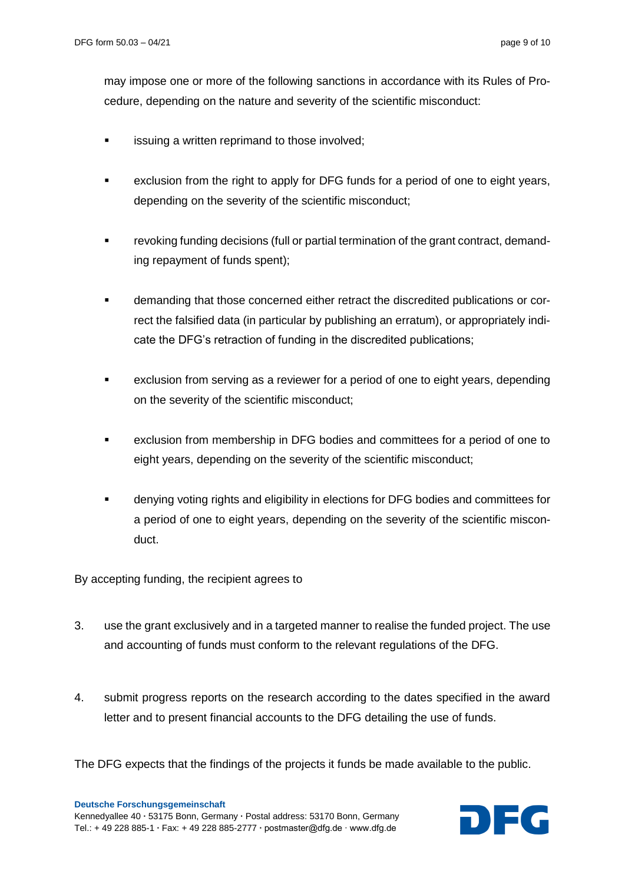may impose one or more of the following sanctions in accordance with its Rules of Procedure, depending on the nature and severity of the scientific misconduct:

- issuing a written reprimand to those involved;
- exclusion from the right to apply for DFG funds for a period of one to eight years, depending on the severity of the scientific misconduct;
- revoking funding decisions (full or partial termination of the grant contract, demanding repayment of funds spent);
- demanding that those concerned either retract the discredited publications or correct the falsified data (in particular by publishing an erratum), or appropriately indicate the DFG's retraction of funding in the discredited publications;
- exclusion from serving as a reviewer for a period of one to eight years, depending on the severity of the scientific misconduct;
- exclusion from membership in DFG bodies and committees for a period of one to eight years, depending on the severity of the scientific misconduct;
- denying voting rights and eligibility in elections for DFG bodies and committees for a period of one to eight years, depending on the severity of the scientific misconduct.

By accepting funding, the recipient agrees to

3. use the grant exclusively and in a targeted manner to realise the funded project. The use and accounting of funds must conform to the relevant regulations of the DFG.

4. submit progress reports on the research according to the dates specified in the award letter and to present financial accounts to the DFG detailing the use of funds.

The DFG expects that the findings of the projects it funds be made available to the public.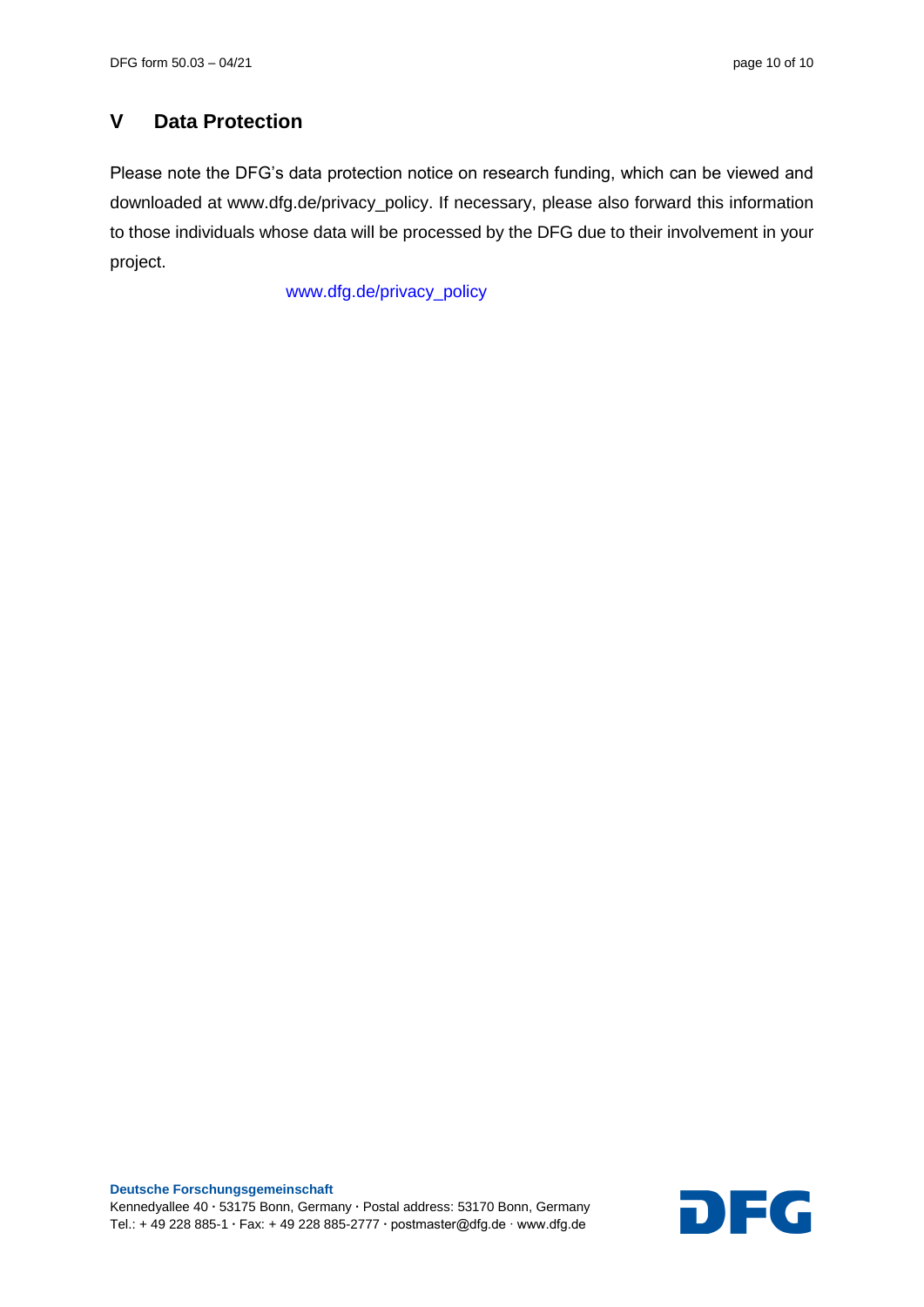## V Data Protection

Please note the DFG's data protection notice on research funding, which can be viewed and downloaded at www.dfg.de/privacy_policy. If necessary, please also forward this information to those individuals whose data will be processed by the DFG due to their involvement in your project.

www.dfg.de/privacy_policy